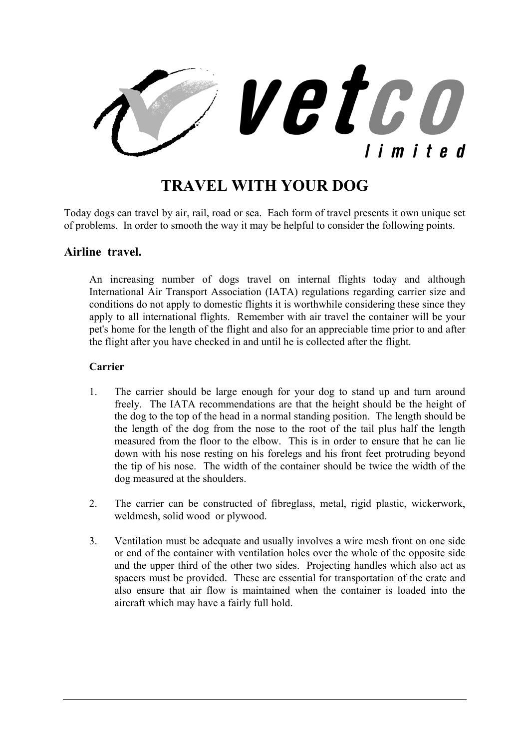# TRAVEL WITH YOUR DOG

Today dogs can travel by air, rail, road or sea. Each form of travel presents it own unique set of problems. In order to smooth the way it may be helpful to consider the following points.

## Airline travel.

An increasing number of dogs travel on internal flights today and although International Air Transport Association (IATA) regulations regarding carrier size and conditions do not apply to domestic flights it is worthwhile considering these since they apply to all international flights. Remember with air travel the container will be your pet's home for the length of the flight and also for an appreciable time prior to and after the flight after you have checked in and until he is collected after the flight.

### Carrier

1. The carrier should be large enough for your dog to stand up and turn around freely. The IATA recommendations are that the height should be the height of the dog to the top of the head in a normal standing position. The length should be the length of the dog from the nose to the root of the tail plus half the length measured from the floor to the elbow. This is in order to ensure that he can lie down with his nose resting on his forelegs and his front feet protruding beyond the tip of his nose. The width of the container should be twice the width of the dog measured at the shoulders.

2. The carrier can be constructed of fibreglass, metal, rigid plastic, wickerwork, weldmesh, solid wood or plywood.

3. Ventilation must be adequate and usually involves a wire mesh front on one side or end of the container with ventilation holes over the whole of the opposite side and the upper third of the other two sides. Projecting handles which also act as spacers must be provided. These are essential for transportation of the crate and also ensure that air flow is maintained when the container is loaded into the aircraft which may have a fairly full hold.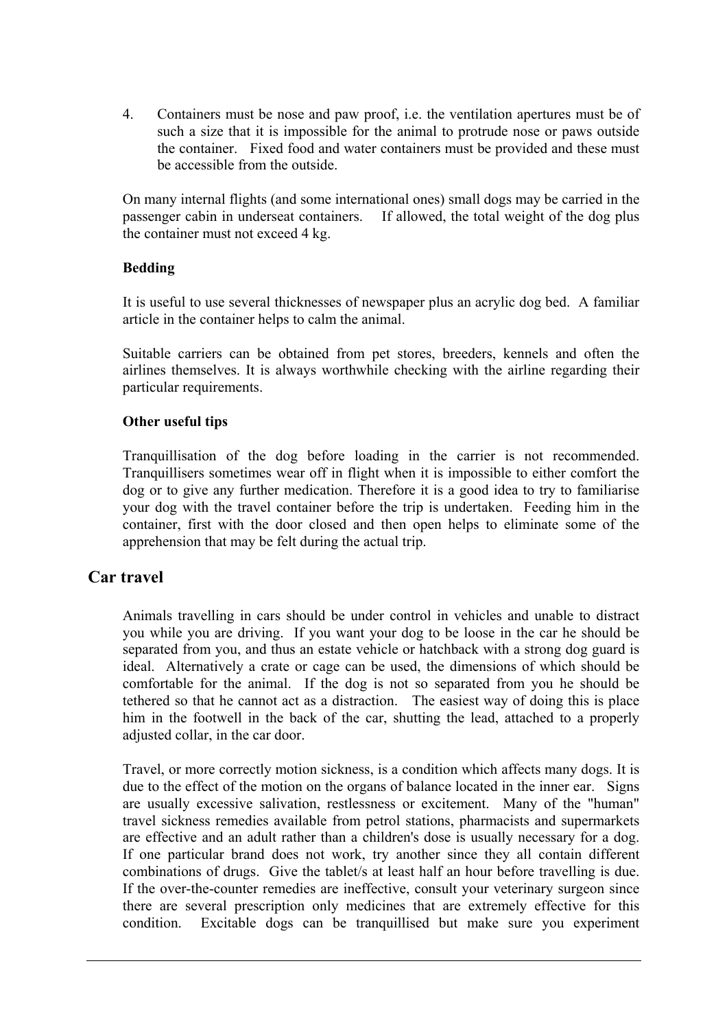4. Containers must be nose and paw proof, i.e. the ventilation apertures must be of such a size that it is impossible for the animal to protrude nose or paws outside the container. Fixed food and water containers must be provided and these must be accessible from the outside.

On many internal flights (and some international ones) small dogs may be carried in the passenger cabin in underseat containers. If allowed, the total weight of the dog plus the container must not exceed 4 kg.

**Bedding**

It is useful to use several thicknesses of newspaper plus an acrylic dog bed. A familiar article in the container helps to calm the animal.

Suitable carriers can be obtained from pet stores, breeders, kennels and often the airlines themselves. It is always worthwhile checking with the airline regarding their particular requirements.

**Other useful tips**

Tranquillisation of the dog before loading in the carrier is not recommended. Tranquillisers sometimes wear off in flight when it is impossible to either comfort the dog or to give any further medication. Therefore it is a good idea to try to familiarise your dog with the travel container before the trip is undertaken. Feeding him in the container, first with the door closed and then open helps to eliminate some of the apprehension that may be felt during the actual trip.

## Car travel

Animals travelling in cars should be under control in vehicles and unable to distract you while you are driving. If you want your dog to be loose in the car he should be separated from you, and thus an estate vehicle or hatchback with a strong dog guard is ideal. Alternatively a crate or cage can be used, the dimensions of which should be comfortable for the animal. If the dog is not so separated from you he should be tethered so that he cannot act as a distraction. The easiest way of doing this is place him in the footwell in the back of the car, shutting the lead, attached to a properly adjusted collar, in the car door.

Travel, or more correctly motion sickness, is a condition which affects many dogs. It is due to the effect of the motion on the organs of balance located in the inner ear. Signs are usually excessive salivation, restlessness or excitement. Many of the "human" travel sickness remedies available from petrol stations, pharmacists and supermarkets are effective and an adult rather than a children's dose is usually necessary for a dog. If one particular brand does not work, try another since they all contain different combinations of drugs. Give the tablet/s at least half an hour before travelling is due. If the over-the-counter remedies are ineffective, consult your veterinary surgeon since there are several prescription only medicines that are extremely effective for this condition. Excitable dogs can be tranquillised but make sure you experiment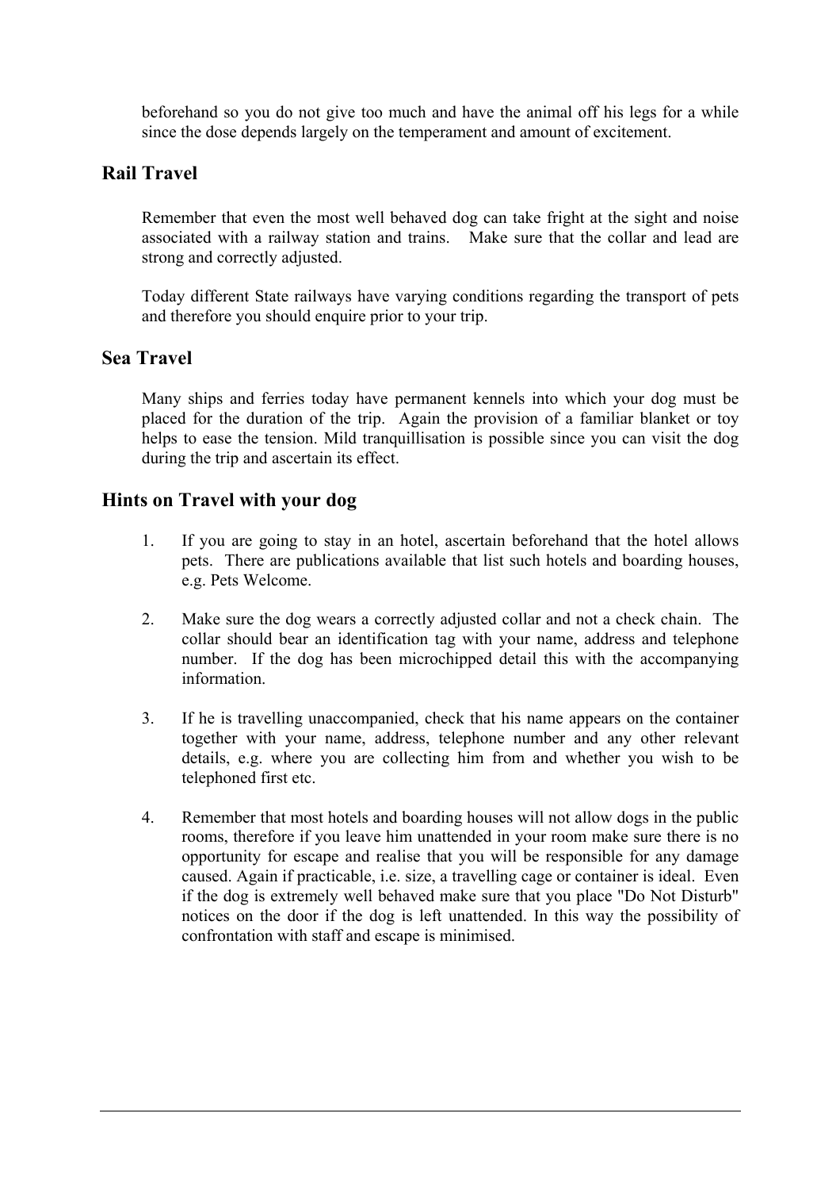beforehand so you do not give too much and have the animal off his legs for a while since the dose depends largely on the temperament and amount of excitement.

## Rail Travel

Remember that even the most well behaved dog can take fright at the sight and noise associated with a railway station and trains. Make sure that the collar and lead are strong and correctly adjusted.

Today different State railways have varying conditions regarding the transport of pets and therefore you should enquire prior to your trip.

## Sea Travel

Many ships and ferries today have permanent kennels into which your dog must be placed for the duration of the trip. Again the provision of a familiar blanket or toy helps to ease the tension. Mild tranquillisation is possible since you can visit the dog during the trip and ascertain its effect.

## Hints on Travel with your dog

1. If you are going to stay in an hotel, ascertain beforehand that the hotel allows pets. There are publications available that list such hotels and boarding houses, e.g. Pets Welcome.

2. Make sure the dog wears a correctly adjusted collar and not a check chain. The collar should bear an identification tag with your name, address and telephone number. If the dog has been microchipped detail this with the accompanying information.

3. If he is travelling unaccompanied, check that his name appears on the container together with your name, address, telephone number and any other relevant details, e.g. where you are collecting him from and whether you wish to be telephoned first etc.

4. Remember that most hotels and boarding houses will not allow dogs in the public rooms, therefore if you leave him unattended in your room make sure there is no opportunity for escape and realise that you will be responsible for any damage caused. Again if practicable, i.e. size, a travelling cage or container is ideal. Even if the dog is extremely well behaved make sure that you place "Do Not Disturb" notices on the door if the dog is left unattended. In this way the possibility of confrontation with staff and escape is minimised.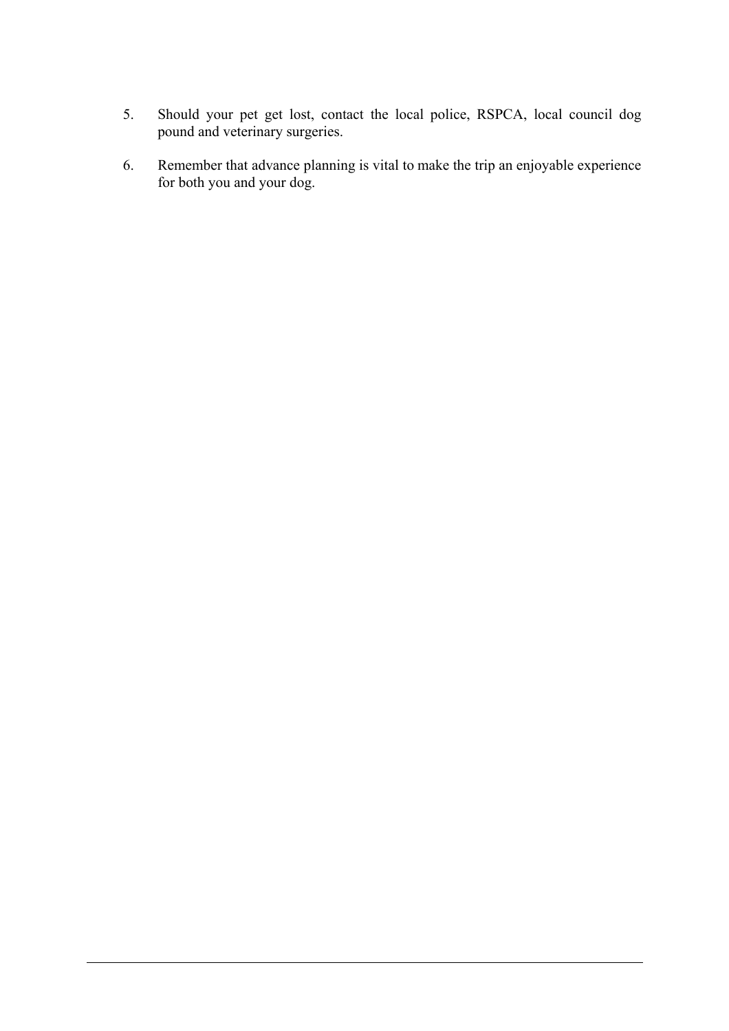5. Should your pet get lost, contact the local police, RSPCA, local council dog pound and veterinary surgeries.

6. Remember that advance planning is vital to make the trip an enjoyable experience for both you and your dog.